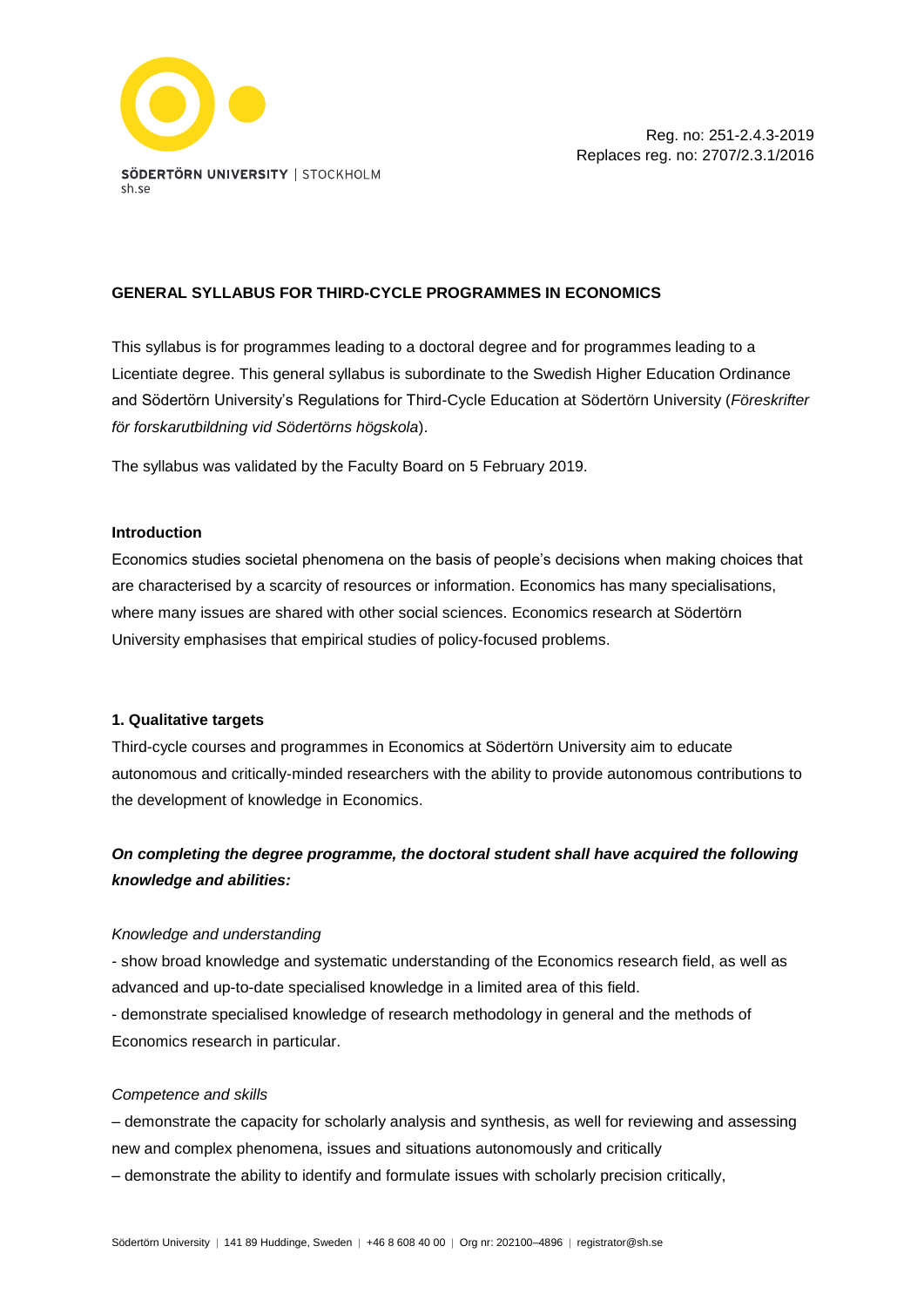Reg. no: 251-2.4.3-2019
Replaces reg. no: 2707/2.3.1/2016

**GENERAL SYLLABUS FOR THIRD-CYCLE PROGRAMMES IN ECONOMICS**

This syllabus is for programmes leading to a doctoral degree and for programmes leading to a Licentiate degree. This general syllabus is subordinate to the Swedish Higher Education Ordinance and Södertörn University's Regulations for Third-Cycle Education at Södertörn University (*Föreskrifter för forskarutbildning vid Södertörns högskola*).

The syllabus was validated by the Faculty Board on 5 February 2019.

**Introduction**

Economics studies societal phenomena on the basis of people's decisions when making choices that are characterised by a scarcity of resources or information. Economics has many specialisations, where many issues are shared with other social sciences. Economics research at Södertörn University emphasises that empirical studies of policy-focused problems.

**1. Qualitative targets**

Third-cycle courses and programmes in Economics at Södertörn University aim to educate autonomous and critically-minded researchers with the ability to provide autonomous contributions to the development of knowledge in Economics.

***On completing the degree programme, the doctoral student shall have acquired the following knowledge and abilities:***

*Knowledge and understanding*

- show broad knowledge and systematic understanding of the Economics research field, as well as advanced and up-to-date specialised knowledge in a limited area of this field.
- demonstrate specialised knowledge of research methodology in general and the methods of Economics research in particular.

*Competence and skills*

– demonstrate the capacity for scholarly analysis and synthesis, as well for reviewing and assessing new and complex phenomena, issues and situations autonomously and critically

– demonstrate the ability to identify and formulate issues with scholarly precision critically,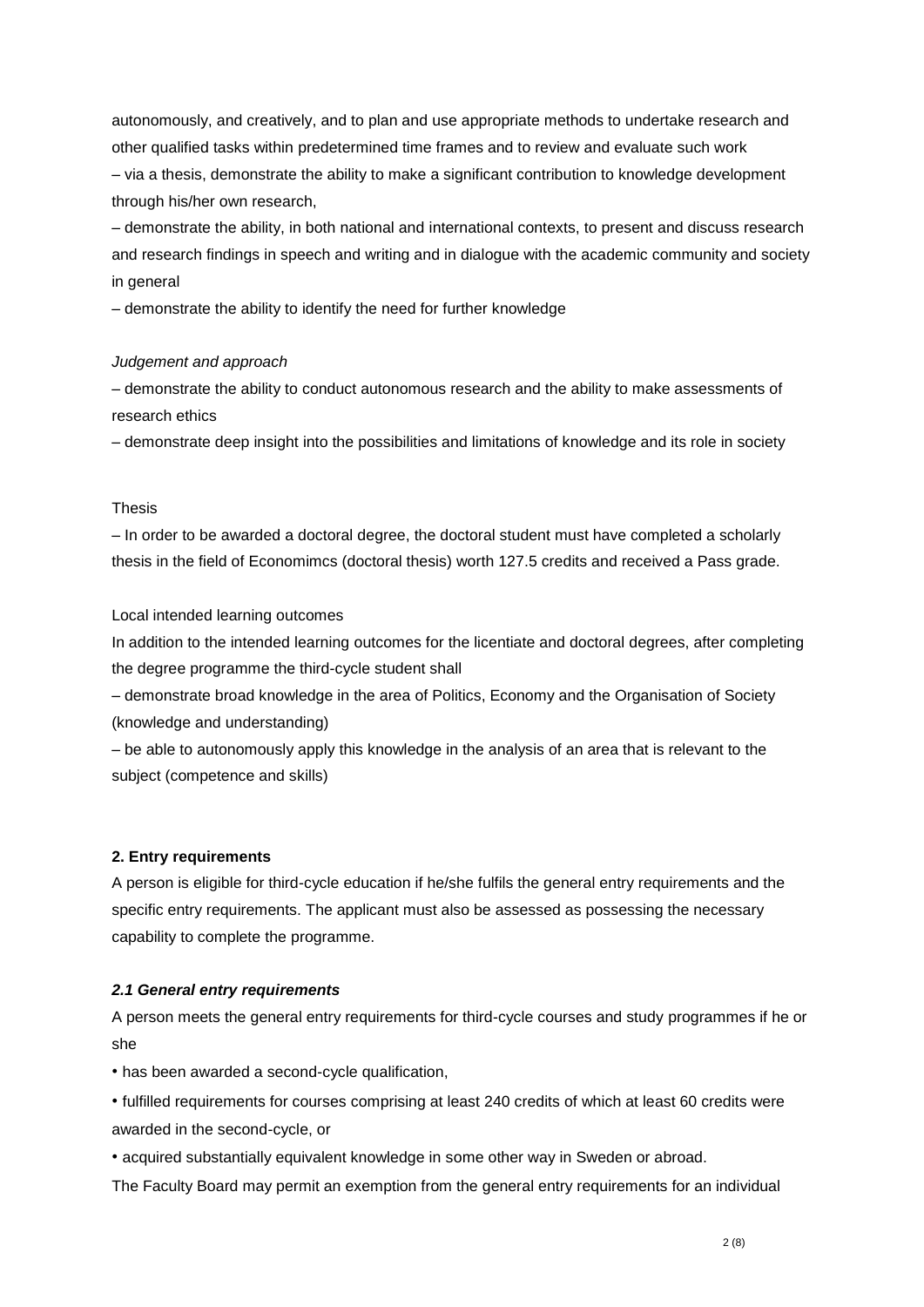autonomously, and creatively, and to plan and use appropriate methods to undertake research and other qualified tasks within predetermined time frames and to review and evaluate such work

– via a thesis, demonstrate the ability to make a significant contribution to knowledge development through his/her own research,

– demonstrate the ability, in both national and international contexts, to present and discuss research and research findings in speech and writing and in dialogue with the academic community and society in general

– demonstrate the ability to identify the need for further knowledge

*Judgement and approach*

– demonstrate the ability to conduct autonomous research and the ability to make assessments of research ethics

– demonstrate deep insight into the possibilities and limitations of knowledge and its role in society

Thesis

– In order to be awarded a doctoral degree, the doctoral student must have completed a scholarly thesis in the field of Economimcs (doctoral thesis) worth 127.5 credits and received a Pass grade.

Local intended learning outcomes

In addition to the intended learning outcomes for the licentiate and doctoral degrees, after completing the degree programme the third-cycle student shall

– demonstrate broad knowledge in the area of Politics, Economy and the Organisation of Society (knowledge and understanding)

– be able to autonomously apply this knowledge in the analysis of an area that is relevant to the subject (competence and skills)

**2. Entry requirements**

A person is eligible for third-cycle education if he/she fulfils the general entry requirements and the specific entry requirements. The applicant must also be assessed as possessing the necessary capability to complete the programme.

***2.1 General entry requirements***

A person meets the general entry requirements for third-cycle courses and study programmes if he or she

- has been awarded a second-cycle qualification,
- fulfilled requirements for courses comprising at least 240 credits of which at least 60 credits were awarded in the second-cycle, or
- acquired substantially equivalent knowledge in some other way in Sweden or abroad.

The Faculty Board may permit an exemption from the general entry requirements for an individual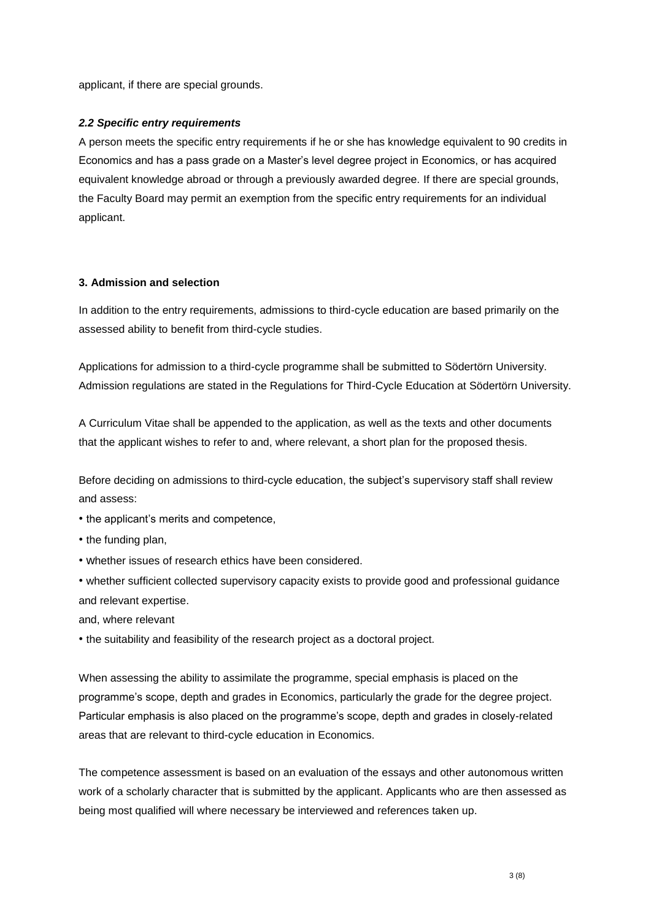applicant, if there are special grounds.

### *2.2 Specific entry requirements*

A person meets the specific entry requirements if he or she has knowledge equivalent to 90 credits in Economics and has a pass grade on a Master's level degree project in Economics, or has acquired equivalent knowledge abroad or through a previously awarded degree. If there are special grounds, the Faculty Board may permit an exemption from the specific entry requirements for an individual applicant.

## 3. Admission and selection

In addition to the entry requirements, admissions to third-cycle education are based primarily on the assessed ability to benefit from third-cycle studies.

Applications for admission to a third-cycle programme shall be submitted to Södertörn University. Admission regulations are stated in the Regulations for Third-Cycle Education at Södertörn University.

A Curriculum Vitae shall be appended to the application, as well as the texts and other documents that the applicant wishes to refer to and, where relevant, a short plan for the proposed thesis.

Before deciding on admissions to third-cycle education, the subject's supervisory staff shall review and assess:

- the applicant's merits and competence,
- the funding plan,
- whether issues of research ethics have been considered.
- whether sufficient collected supervisory capacity exists to provide good and professional guidance and relevant expertise.

and, where relevant

- the suitability and feasibility of the research project as a doctoral project.

When assessing the ability to assimilate the programme, special emphasis is placed on the programme's scope, depth and grades in Economics, particularly the grade for the degree project. Particular emphasis is also placed on the programme's scope, depth and grades in closely-related areas that are relevant to third-cycle education in Economics.

The competence assessment is based on an evaluation of the essays and other autonomous written work of a scholarly character that is submitted by the applicant. Applicants who are then assessed as being most qualified will where necessary be interviewed and references taken up.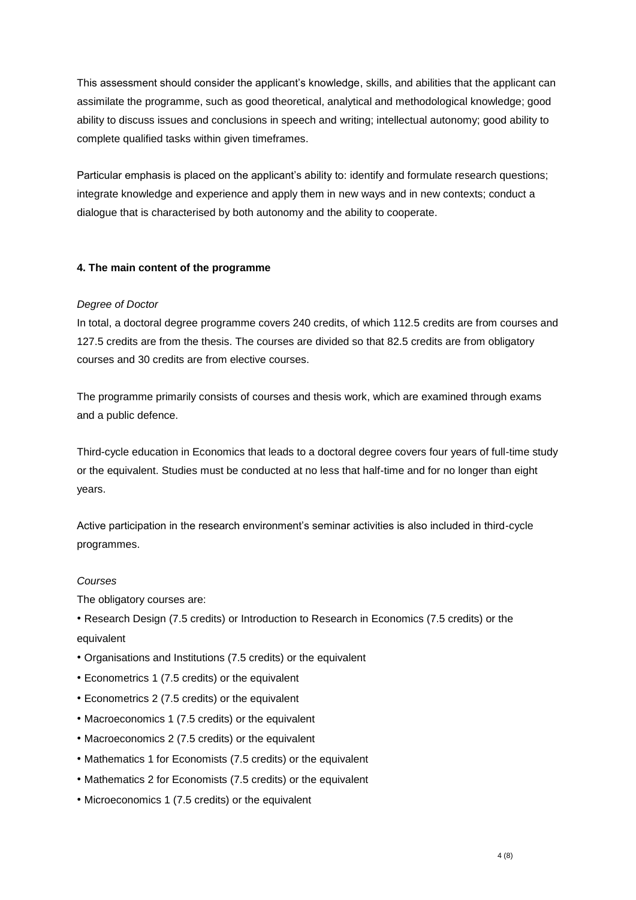This assessment should consider the applicant's knowledge, skills, and abilities that the applicant can assimilate the programme, such as good theoretical, analytical and methodological knowledge; good ability to discuss issues and conclusions in speech and writing; intellectual autonomy; good ability to complete qualified tasks within given timeframes.

Particular emphasis is placed on the applicant's ability to: identify and formulate research questions; integrate knowledge and experience and apply them in new ways and in new contexts; conduct a dialogue that is characterised by both autonomy and the ability to cooperate.

**4. The main content of the programme**

*Degree of Doctor*

In total, a doctoral degree programme covers 240 credits, of which 112.5 credits are from courses and 127.5 credits are from the thesis. The courses are divided so that 82.5 credits are from obligatory courses and 30 credits are from elective courses.

The programme primarily consists of courses and thesis work, which are examined through exams and a public defence.

Third-cycle education in Economics that leads to a doctoral degree covers four years of full-time study or the equivalent. Studies must be conducted at no less that half-time and for no longer than eight years.

Active participation in the research environment's seminar activities is also included in third-cycle programmes.

*Courses*

The obligatory courses are:

- Research Design (7.5 credits) or Introduction to Research in Economics (7.5 credits) or the equivalent
- Organisations and Institutions (7.5 credits) or the equivalent
- Econometrics 1 (7.5 credits) or the equivalent
- Econometrics 2 (7.5 credits) or the equivalent
- Macroeconomics 1 (7.5 credits) or the equivalent
- Macroeconomics 2 (7.5 credits) or the equivalent
- Mathematics 1 for Economists (7.5 credits) or the equivalent
- Mathematics 2 for Economists (7.5 credits) or the equivalent
- Microeconomics 1 (7.5 credits) or the equivalent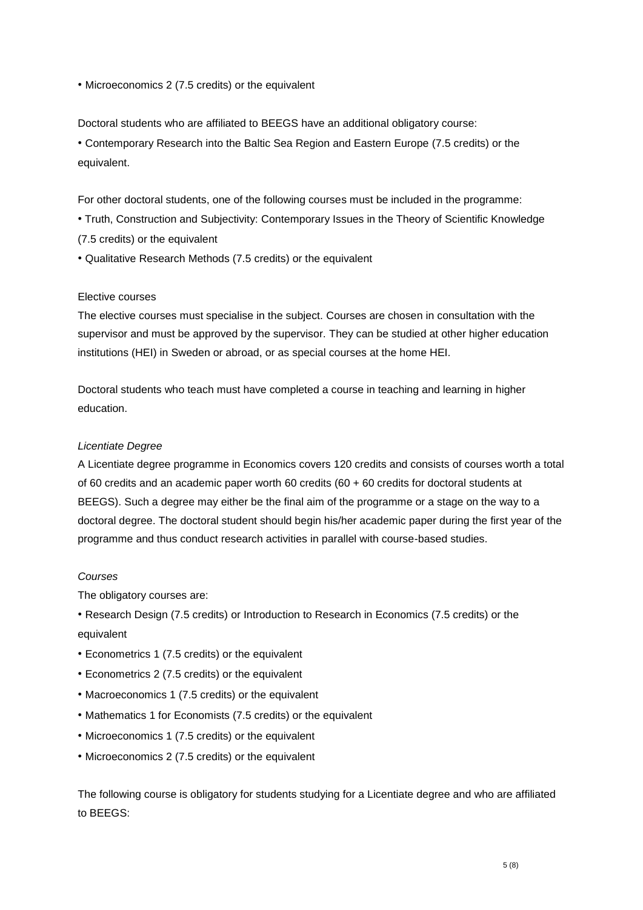- Microeconomics 2 (7.5 credits) or the equivalent

Doctoral students who are affiliated to BEEGS have an additional obligatory course:

- Contemporary Research into the Baltic Sea Region and Eastern Europe (7.5 credits) or the equivalent.

For other doctoral students, one of the following courses must be included in the programme:

- Truth, Construction and Subjectivity: Contemporary Issues in the Theory of Scientific Knowledge (7.5 credits) or the equivalent
- Qualitative Research Methods (7.5 credits) or the equivalent

Elective courses

The elective courses must specialise in the subject. Courses are chosen in consultation with the supervisor and must be approved by the supervisor. They can be studied at other higher education institutions (HEI) in Sweden or abroad, or as special courses at the home HEI.

Doctoral students who teach must have completed a course in teaching and learning in higher education.

*Licentiate Degree*

A Licentiate degree programme in Economics covers 120 credits and consists of courses worth a total of 60 credits and an academic paper worth 60 credits (60 + 60 credits for doctoral students at BEEGS). Such a degree may either be the final aim of the programme or a stage on the way to a doctoral degree. The doctoral student should begin his/her academic paper during the first year of the programme and thus conduct research activities in parallel with course-based studies.

*Courses*

The obligatory courses are:

- Research Design (7.5 credits) or Introduction to Research in Economics (7.5 credits) or the equivalent
- Econometrics 1 (7.5 credits) or the equivalent
- Econometrics 2 (7.5 credits) or the equivalent
- Macroeconomics 1 (7.5 credits) or the equivalent
- Mathematics 1 for Economists (7.5 credits) or the equivalent
- Microeconomics 1 (7.5 credits) or the equivalent
- Microeconomics 2 (7.5 credits) or the equivalent

The following course is obligatory for students studying for a Licentiate degree and who are affiliated to BEEGS: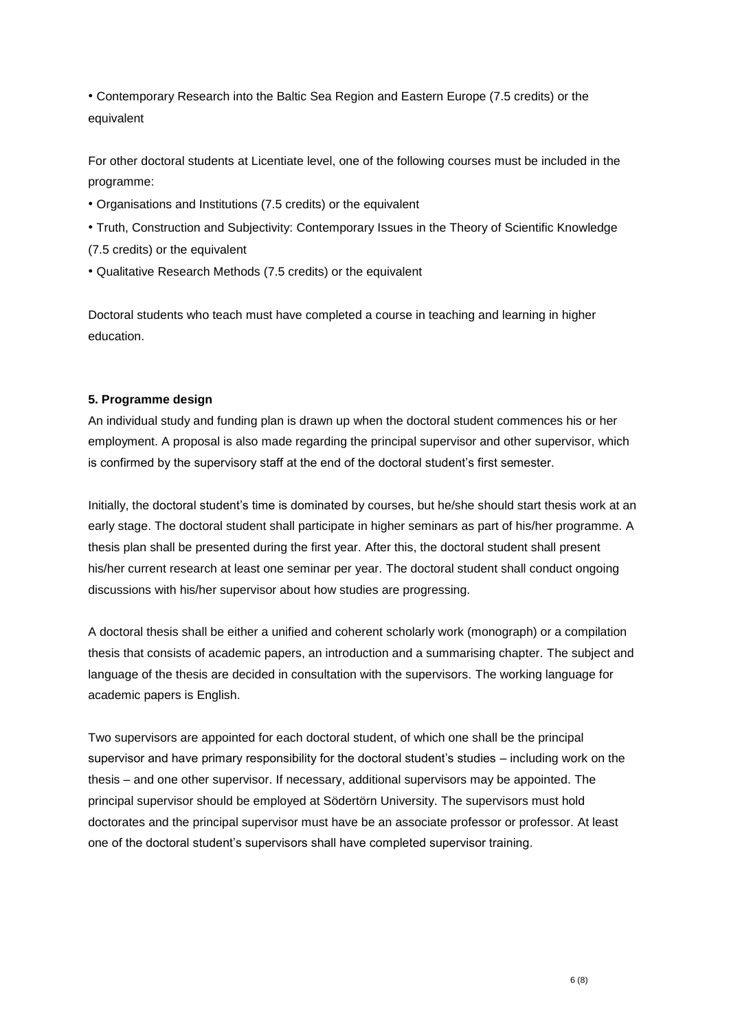- Contemporary Research into the Baltic Sea Region and Eastern Europe (7.5 credits) or the equivalent

For other doctoral students at Licentiate level, one of the following courses must be included in the programme:

- Organisations and Institutions (7.5 credits) or the equivalent
- Truth, Construction and Subjectivity: Contemporary Issues in the Theory of Scientific Knowledge (7.5 credits) or the equivalent
- Qualitative Research Methods (7.5 credits) or the equivalent

Doctoral students who teach must have completed a course in teaching and learning in higher education.

**5. Programme design**

An individual study and funding plan is drawn up when the doctoral student commences his or her employment. A proposal is also made regarding the principal supervisor and other supervisor, which is confirmed by the supervisory staff at the end of the doctoral student's first semester.

Initially, the doctoral student's time is dominated by courses, but he/she should start thesis work at an early stage. The doctoral student shall participate in higher seminars as part of his/her programme. A thesis plan shall be presented during the first year. After this, the doctoral student shall present his/her current research at least one seminar per year. The doctoral student shall conduct ongoing discussions with his/her supervisor about how studies are progressing.

A doctoral thesis shall be either a unified and coherent scholarly work (monograph) or a compilation thesis that consists of academic papers, an introduction and a summarising chapter. The subject and language of the thesis are decided in consultation with the supervisors. The working language for academic papers is English.

Two supervisors are appointed for each doctoral student, of which one shall be the principal supervisor and have primary responsibility for the doctoral student's studies – including work on the thesis – and one other supervisor. If necessary, additional supervisors may be appointed. The principal supervisor should be employed at Södertörn University. The supervisors must hold doctorates and the principal supervisor must have be an associate professor or professor. At least one of the doctoral student's supervisors shall have completed supervisor training.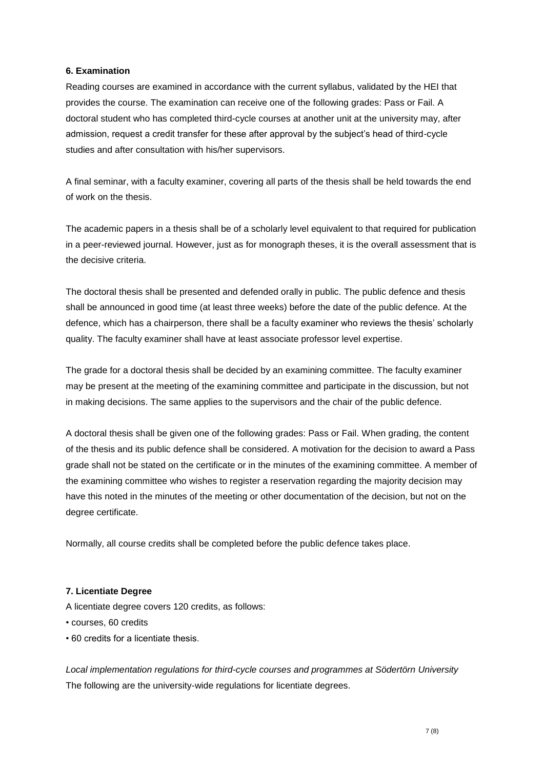**6. Examination**

Reading courses are examined in accordance with the current syllabus, validated by the HEI that provides the course. The examination can receive one of the following grades: Pass or Fail. A doctoral student who has completed third-cycle courses at another unit at the university may, after admission, request a credit transfer for these after approval by the subject's head of third-cycle studies and after consultation with his/her supervisors.

A final seminar, with a faculty examiner, covering all parts of the thesis shall be held towards the end of work on the thesis.

The academic papers in a thesis shall be of a scholarly level equivalent to that required for publication in a peer-reviewed journal. However, just as for monograph theses, it is the overall assessment that is the decisive criteria.

The doctoral thesis shall be presented and defended orally in public. The public defence and thesis shall be announced in good time (at least three weeks) before the date of the public defence. At the defence, which has a chairperson, there shall be a faculty examiner who reviews the thesis' scholarly quality. The faculty examiner shall have at least associate professor level expertise.

The grade for a doctoral thesis shall be decided by an examining committee. The faculty examiner may be present at the meeting of the examining committee and participate in the discussion, but not in making decisions. The same applies to the supervisors and the chair of the public defence.

A doctoral thesis shall be given one of the following grades: Pass or Fail. When grading, the content of the thesis and its public defence shall be considered. A motivation for the decision to award a Pass grade shall not be stated on the certificate or in the minutes of the examining committee. A member of the examining committee who wishes to register a reservation regarding the majority decision may have this noted in the minutes of the meeting or other documentation of the decision, but not on the degree certificate.

Normally, all course credits shall be completed before the public defence takes place.

**7. Licentiate Degree**

A licentiate degree covers 120 credits, as follows:

- courses, 60 credits
- 60 credits for a licentiate thesis.

*Local implementation regulations for third-cycle courses and programmes at Södertörn University*
The following are the university-wide regulations for licentiate degrees.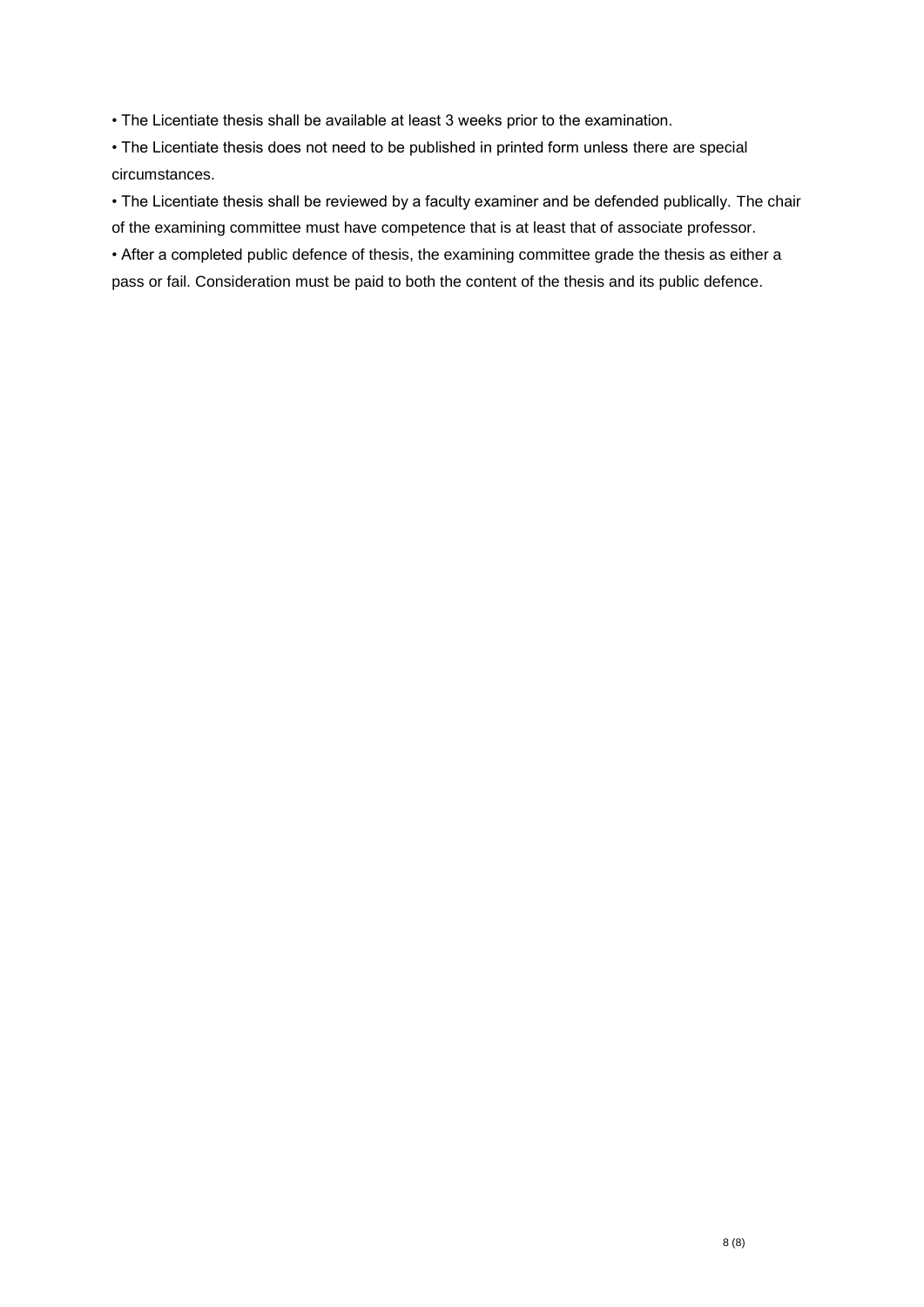- The Licentiate thesis shall be available at least 3 weeks prior to the examination.
- The Licentiate thesis does not need to be published in printed form unless there are special circumstances.
- The Licentiate thesis shall be reviewed by a faculty examiner and be defended publically. The chair of the examining committee must have competence that is at least that of associate professor.
- After a completed public defence of thesis, the examining committee grade the thesis as either a pass or fail. Consideration must be paid to both the content of the thesis and its public defence.